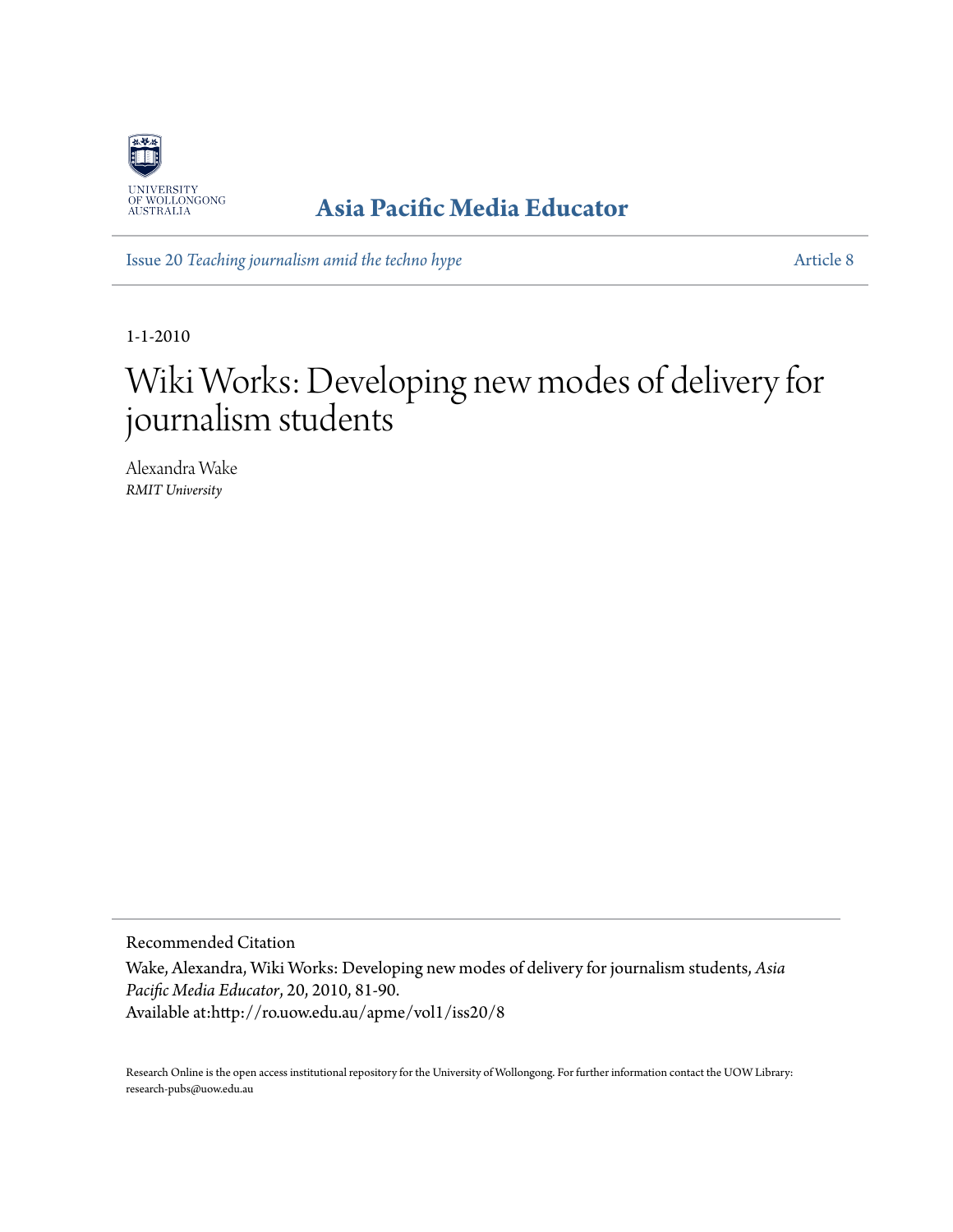UNIVERSITY OF WOLLONGONG AUSTRALIA

**Asia Pacific Media Educator**

Issue 20 *Teaching journalism amid the techno hype* Article 8

1-1-2010

# Wiki Works: Developing new modes of delivery for journalism students

Alexandra Wake
*RMIT University*

Recommended Citation

Wake, Alexandra, Wiki Works: Developing new modes of delivery for journalism students, *Asia Pacific Media Educator*, 20, 2010, 81-90.
Available at:http://ro.uow.edu.au/apme/vol1/iss20/8

Research Online is the open access institutional repository for the University of Wollongong. For further information contact the UOW Library: research-pubs@uow.edu.au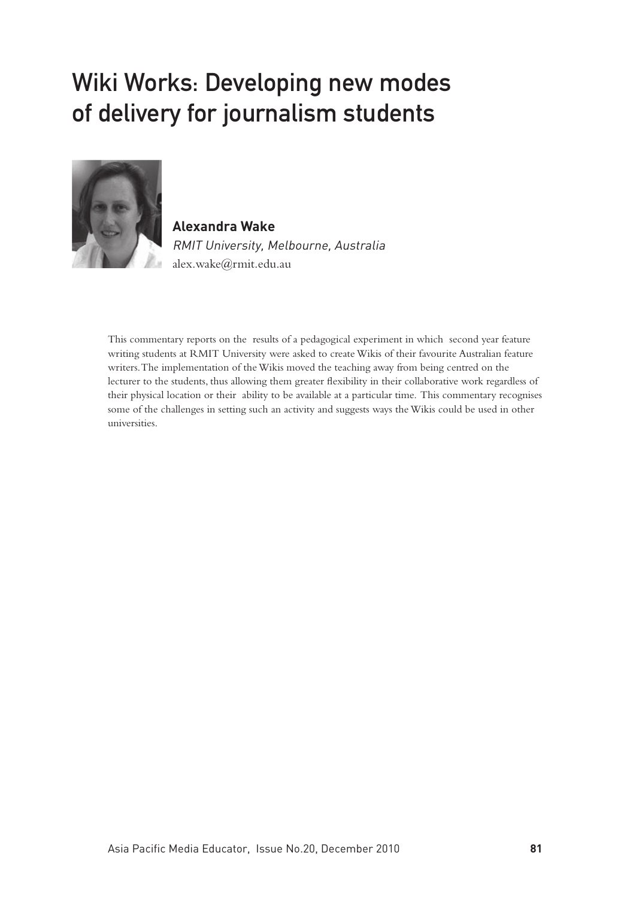# Wiki Works: Developing new modes of delivery for journalism students

**Alexandra Wake**
*RMIT University, Melbourne, Australia*
alex.wake@rmit.edu.au

This commentary reports on the results of a pedagogical experiment in which second year feature writing students at RMIT University were asked to create Wikis of their favourite Australian feature writers. The implementation of the Wikis moved the teaching away from being centred on the lecturer to the students, thus allowing them greater flexibility in their collaborative work regardless of their physical location or their ability to be available at a particular time. This commentary recognises some of the challenges in setting such an activity and suggests ways the Wikis could be used in other universities.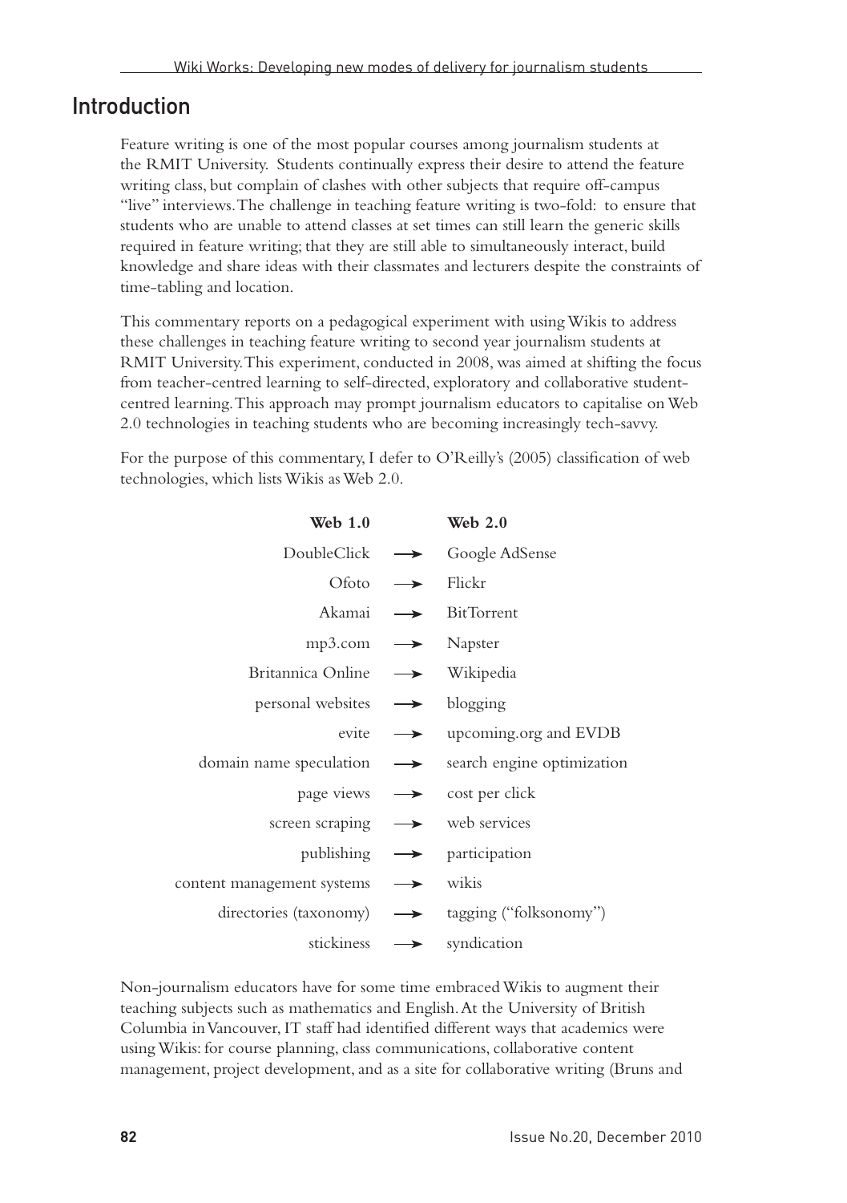## Introduction

Feature writing is one of the most popular courses among journalism students at the RMIT University. Students continually express their desire to attend the feature writing class, but complain of clashes with other subjects that require off-campus "live" interviews. The challenge in teaching feature writing is two-fold: to ensure that students who are unable to attend classes at set times can still learn the generic skills required in feature writing; that they are still able to simultaneously interact, build knowledge and share ideas with their classmates and lecturers despite the constraints of time-tabling and location.

This commentary reports on a pedagogical experiment with using Wikis to address these challenges in teaching feature writing to second year journalism students at RMIT University. This experiment, conducted in 2008, was aimed at shifting the focus from teacher-centred learning to self-directed, exploratory and collaborative student-centred learning. This approach may prompt journalism educators to capitalise on Web 2.0 technologies in teaching students who are becoming increasingly tech-savvy.

For the purpose of this commentary, I defer to O'Reilly's (2005) classification of web technologies, which lists Wikis as Web 2.0.

| Web 1.0 | | Web 2.0 |
|---|---|---|
| DoubleClick | → | Google AdSense |
| Ofoto | → | Flickr |
| Akamai | → | BitTorrent |
| mp3.com | → | Napster |
| Britannica Online | → | Wikipedia |
| personal websites | → | blogging |
| evite | → | upcoming.org and EVDB |
| domain name speculation | → | search engine optimization |
| page views | → | cost per click |
| screen scraping | → | web services |
| publishing | → | participation |
| content management systems | → | wikis |
| directories (taxonomy) | → | tagging ("folksonomy") |
| stickiness | → | syndication |

Non-journalism educators have for some time embraced Wikis to augment their teaching subjects such as mathematics and English. At the University of British Columbia in Vancouver, IT staff had identified different ways that academics were using Wikis: for course planning, class communications, collaborative content management, project development, and as a site for collaborative writing (Bruns and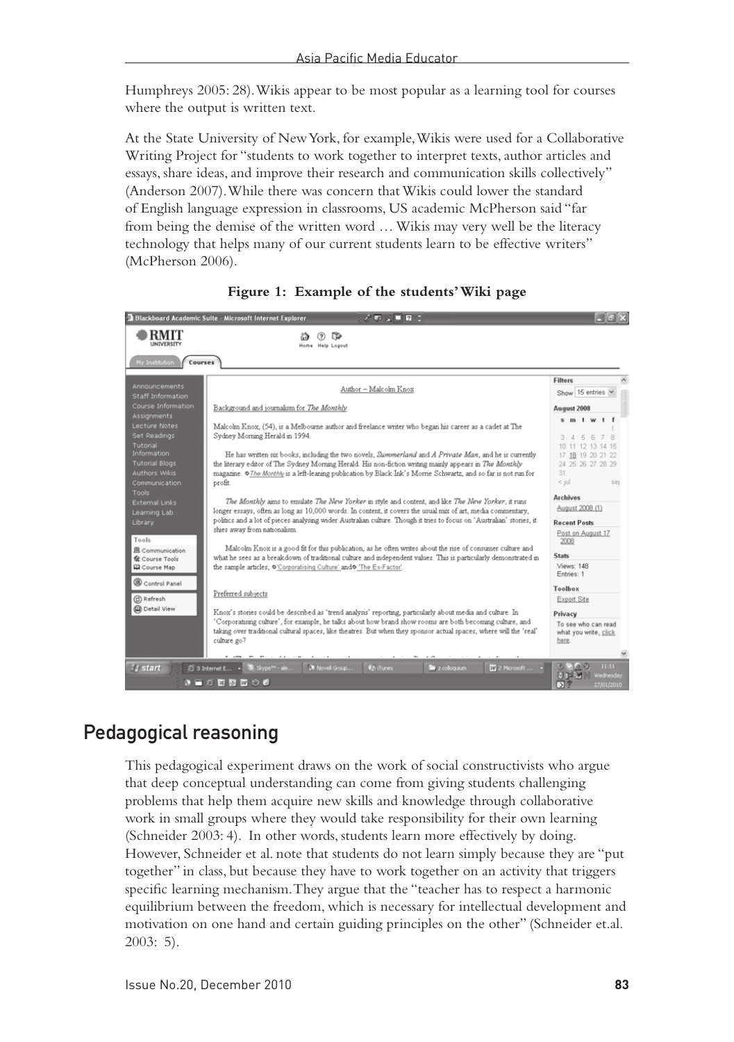Humphreys 2005: 28). Wikis appear to be most popular as a learning tool for courses where the output is written text.

At the State University of New York, for example, Wikis were used for a Collaborative Writing Project for "students to work together to interpret texts, author articles and essays, share ideas, and improve their research and communication skills collectively" (Anderson 2007). While there was concern that Wikis could lower the standard of English language expression in classrooms, US academic McPherson said "far from being the demise of the written word … Wikis may very well be the literacy technology that helps many of our current students learn to be effective writers" (McPherson 2006).

**Figure 1: Example of the students' Wiki page**

## Pedagogical reasoning

This pedagogical experiment draws on the work of social constructivists who argue that deep conceptual understanding can come from giving students challenging problems that help them acquire new skills and knowledge through collaborative work in small groups where they would take responsibility for their own learning (Schneider 2003: 4). In other words, students learn more effectively by doing. However, Schneider et al. note that students do not learn simply because they are "put together" in class, but because they have to work together on an activity that triggers specific learning mechanism. They argue that the "teacher has to respect a harmonic equilibrium between the freedom, which is necessary for intellectual development and motivation on one hand and certain guiding principles on the other" (Schneider et.al. 2003: 5).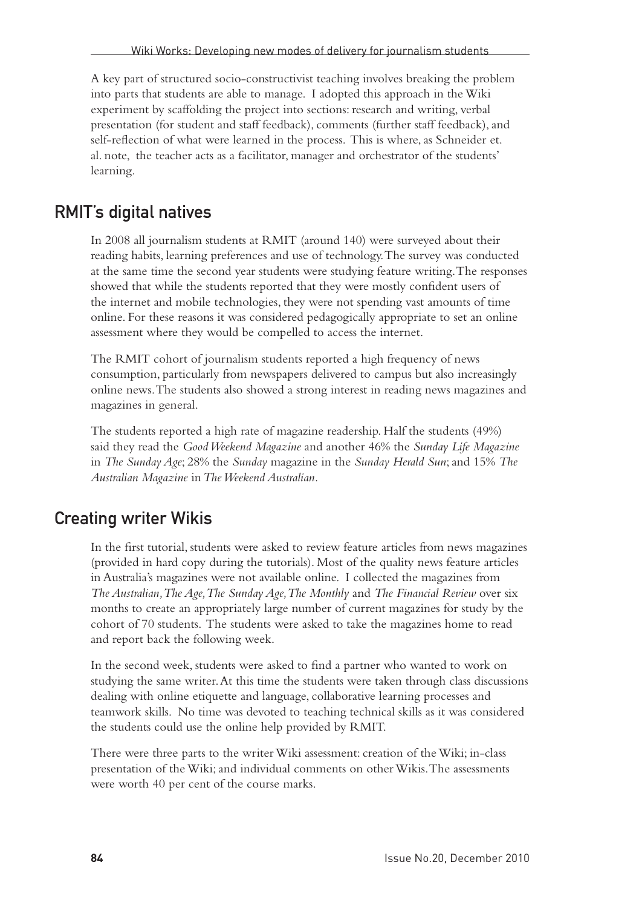A key part of structured socio-constructivist teaching involves breaking the problem into parts that students are able to manage. I adopted this approach in the Wiki experiment by scaffolding the project into sections: research and writing, verbal presentation (for student and staff feedback), comments (further staff feedback), and self-reflection of what were learned in the process. This is where, as Schneider et. al. note, the teacher acts as a facilitator, manager and orchestrator of the students' learning.

## RMIT's digital natives

In 2008 all journalism students at RMIT (around 140) were surveyed about their reading habits, learning preferences and use of technology. The survey was conducted at the same time the second year students were studying feature writing. The responses showed that while the students reported that they were mostly confident users of the internet and mobile technologies, they were not spending vast amounts of time online. For these reasons it was considered pedagogically appropriate to set an online assessment where they would be compelled to access the internet.

The RMIT cohort of journalism students reported a high frequency of news consumption, particularly from newspapers delivered to campus but also increasingly online news. The students also showed a strong interest in reading news magazines and magazines in general.

The students reported a high rate of magazine readership. Half the students (49%) said they read the *Good Weekend Magazine* and another 46% the *Sunday Life Magazine* in *The Sunday Age*; 28% the *Sunday* magazine in the *Sunday Herald Sun*; and 15% *The Australian Magazine* in *The Weekend Australian*.

## Creating writer Wikis

In the first tutorial, students were asked to review feature articles from news magazines (provided in hard copy during the tutorials). Most of the quality news feature articles in Australia's magazines were not available online. I collected the magazines from *The Australian, The Age, The Sunday Age, The Monthly* and *The Financial Review* over six months to create an appropriately large number of current magazines for study by the cohort of 70 students. The students were asked to take the magazines home to read and report back the following week.

In the second week, students were asked to find a partner who wanted to work on studying the same writer. At this time the students were taken through class discussions dealing with online etiquette and language, collaborative learning processes and teamwork skills. No time was devoted to teaching technical skills as it was considered the students could use the online help provided by RMIT.

There were three parts to the writer Wiki assessment: creation of the Wiki; in-class presentation of the Wiki; and individual comments on other Wikis. The assessments were worth 40 per cent of the course marks.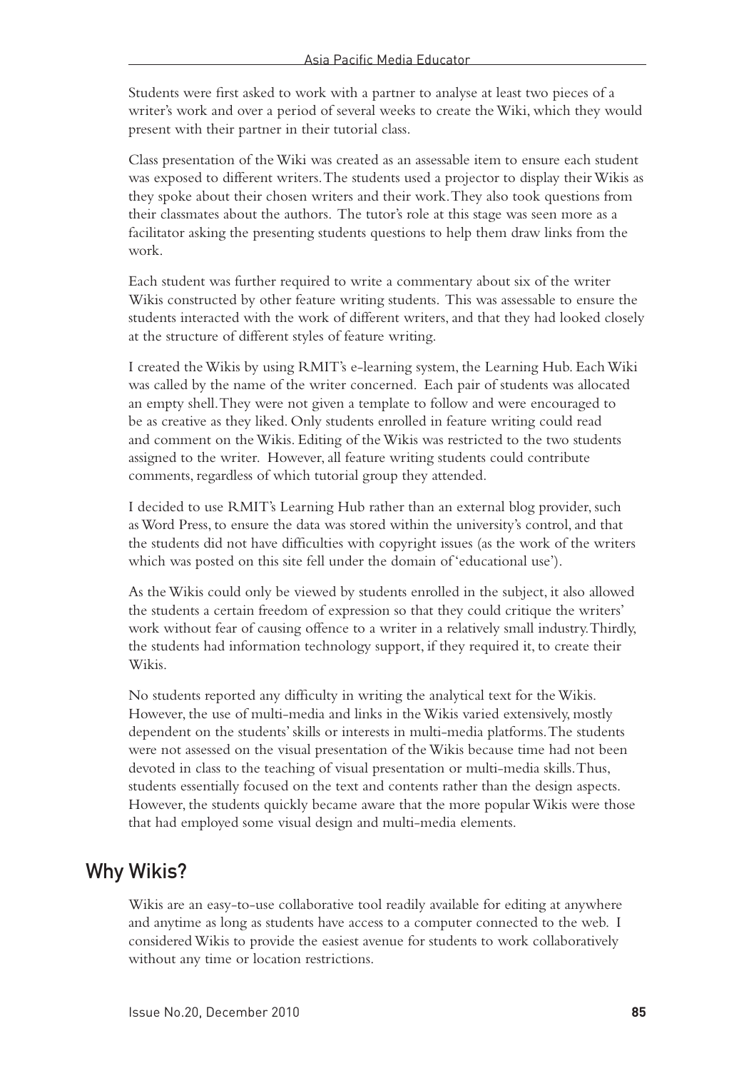Students were first asked to work with a partner to analyse at least two pieces of a writer's work and over a period of several weeks to create the Wiki, which they would present with their partner in their tutorial class.

Class presentation of the Wiki was created as an assessable item to ensure each student was exposed to different writers. The students used a projector to display their Wikis as they spoke about their chosen writers and their work. They also took questions from their classmates about the authors. The tutor's role at this stage was seen more as a facilitator asking the presenting students questions to help them draw links from the work.

Each student was further required to write a commentary about six of the writer Wikis constructed by other feature writing students. This was assessable to ensure the students interacted with the work of different writers, and that they had looked closely at the structure of different styles of feature writing.

I created the Wikis by using RMIT's e-learning system, the Learning Hub. Each Wiki was called by the name of the writer concerned. Each pair of students was allocated an empty shell. They were not given a template to follow and were encouraged to be as creative as they liked. Only students enrolled in feature writing could read and comment on the Wikis. Editing of the Wikis was restricted to the two students assigned to the writer. However, all feature writing students could contribute comments, regardless of which tutorial group they attended.

I decided to use RMIT's Learning Hub rather than an external blog provider, such as Word Press, to ensure the data was stored within the university's control, and that the students did not have difficulties with copyright issues (as the work of the writers which was posted on this site fell under the domain of 'educational use').

As the Wikis could only be viewed by students enrolled in the subject, it also allowed the students a certain freedom of expression so that they could critique the writers' work without fear of causing offence to a writer in a relatively small industry. Thirdly, the students had information technology support, if they required it, to create their Wikis.

No students reported any difficulty in writing the analytical text for the Wikis. However, the use of multi-media and links in the Wikis varied extensively, mostly dependent on the students' skills or interests in multi-media platforms. The students were not assessed on the visual presentation of the Wikis because time had not been devoted in class to the teaching of visual presentation or multi-media skills. Thus, students essentially focused on the text and contents rather than the design aspects. However, the students quickly became aware that the more popular Wikis were those that had employed some visual design and multi-media elements.

## Why Wikis?

Wikis are an easy-to-use collaborative tool readily available for editing at anywhere and anytime as long as students have access to a computer connected to the web. I considered Wikis to provide the easiest avenue for students to work collaboratively without any time or location restrictions.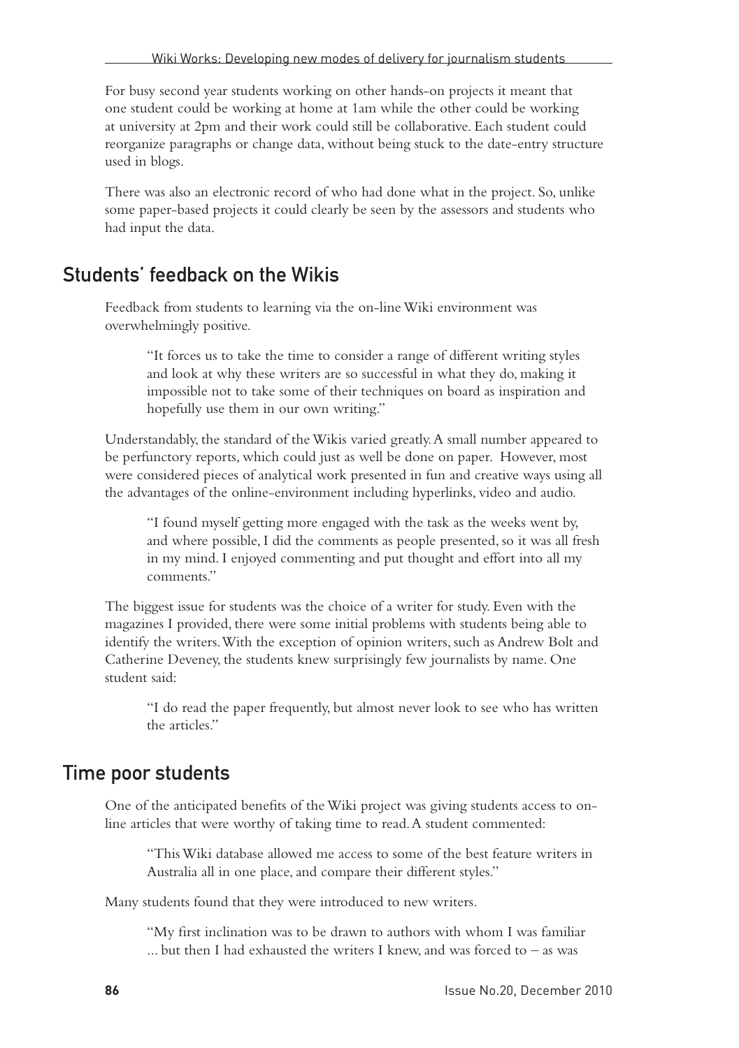For busy second year students working on other hands-on projects it meant that one student could be working at home at 1am while the other could be working at university at 2pm and their work could still be collaborative. Each student could reorganize paragraphs or change data, without being stuck to the date-entry structure used in blogs.

There was also an electronic record of who had done what in the project. So, unlike some paper-based projects it could clearly be seen by the assessors and students who had input the data.

## Students' feedback on the Wikis

Feedback from students to learning via the on-line Wiki environment was overwhelmingly positive.

> "It forces us to take the time to consider a range of different writing styles and look at why these writers are so successful in what they do, making it impossible not to take some of their techniques on board as inspiration and hopefully use them in our own writing."

Understandably, the standard of the Wikis varied greatly. A small number appeared to be perfunctory reports, which could just as well be done on paper. However, most were considered pieces of analytical work presented in fun and creative ways using all the advantages of the online-environment including hyperlinks, video and audio.

> "I found myself getting more engaged with the task as the weeks went by, and where possible, I did the comments as people presented, so it was all fresh in my mind. I enjoyed commenting and put thought and effort into all my comments."

The biggest issue for students was the choice of a writer for study. Even with the magazines I provided, there were some initial problems with students being able to identify the writers. With the exception of opinion writers, such as Andrew Bolt and Catherine Deveney, the students knew surprisingly few journalists by name. One student said:

> "I do read the paper frequently, but almost never look to see who has written the articles."

## Time poor students

One of the anticipated benefits of the Wiki project was giving students access to on-line articles that were worthy of taking time to read. A student commented:

> "This Wiki database allowed me access to some of the best feature writers in Australia all in one place, and compare their different styles."

Many students found that they were introduced to new writers.

> "My first inclination was to be drawn to authors with whom I was familiar ... but then I had exhausted the writers I knew, and was forced to – as was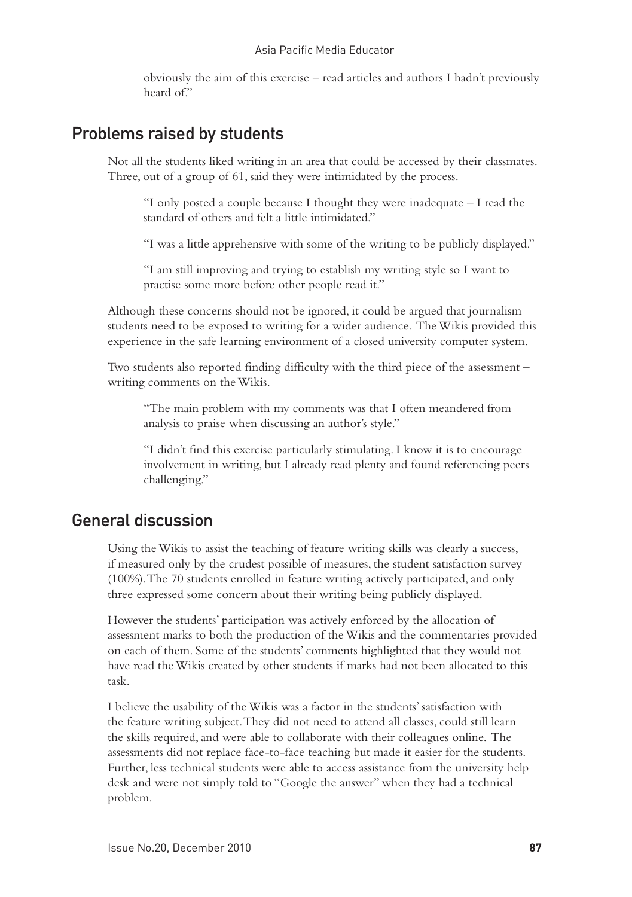obviously the aim of this exercise – read articles and authors I hadn't previously heard of."

## Problems raised by students

Not all the students liked writing in an area that could be accessed by their classmates. Three, out of a group of 61, said they were intimidated by the process.

> "I only posted a couple because I thought they were inadequate – I read the standard of others and felt a little intimidated."

> "I was a little apprehensive with some of the writing to be publicly displayed."

> "I am still improving and trying to establish my writing style so I want to practise some more before other people read it."

Although these concerns should not be ignored, it could be argued that journalism students need to be exposed to writing for a wider audience. The Wikis provided this experience in the safe learning environment of a closed university computer system.

Two students also reported finding difficulty with the third piece of the assessment – writing comments on the Wikis.

> "The main problem with my comments was that I often meandered from analysis to praise when discussing an author's style."

> "I didn't find this exercise particularly stimulating. I know it is to encourage involvement in writing, but I already read plenty and found referencing peers challenging."

## General discussion

Using the Wikis to assist the teaching of feature writing skills was clearly a success, if measured only by the crudest possible of measures, the student satisfaction survey (100%). The 70 students enrolled in feature writing actively participated, and only three expressed some concern about their writing being publicly displayed.

However the students' participation was actively enforced by the allocation of assessment marks to both the production of the Wikis and the commentaries provided on each of them. Some of the students' comments highlighted that they would not have read the Wikis created by other students if marks had not been allocated to this task.

I believe the usability of the Wikis was a factor in the students' satisfaction with the feature writing subject. They did not need to attend all classes, could still learn the skills required, and were able to collaborate with their colleagues online. The assessments did not replace face-to-face teaching but made it easier for the students. Further, less technical students were able to access assistance from the university help desk and were not simply told to "Google the answer" when they had a technical problem.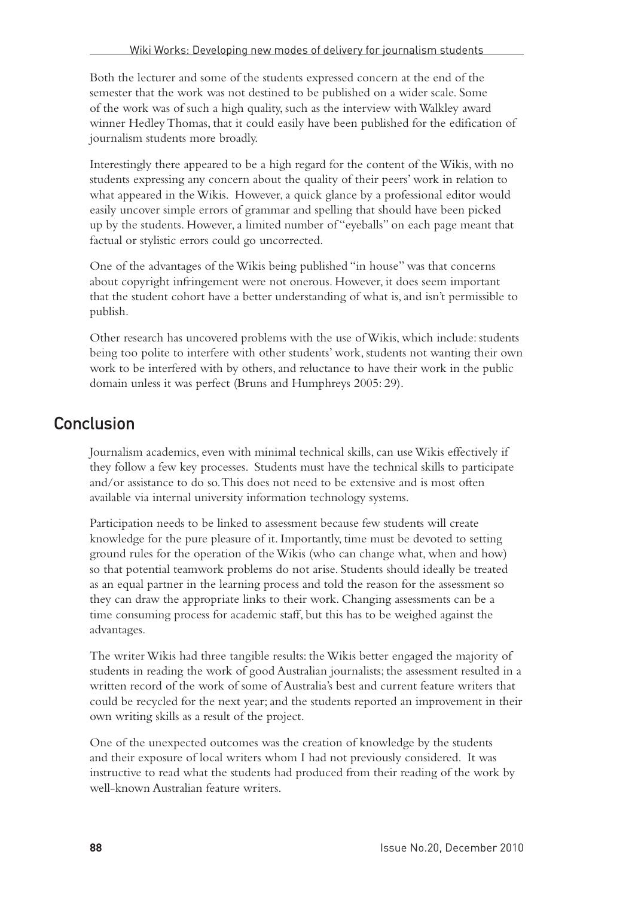Both the lecturer and some of the students expressed concern at the end of the semester that the work was not destined to be published on a wider scale. Some of the work was of such a high quality, such as the interview with Walkley award winner Hedley Thomas, that it could easily have been published for the edification of journalism students more broadly.

Interestingly there appeared to be a high regard for the content of the Wikis, with no students expressing any concern about the quality of their peers' work in relation to what appeared in the Wikis. However, a quick glance by a professional editor would easily uncover simple errors of grammar and spelling that should have been picked up by the students. However, a limited number of "eyeballs" on each page meant that factual or stylistic errors could go uncorrected.

One of the advantages of the Wikis being published "in house" was that concerns about copyright infringement were not onerous. However, it does seem important that the student cohort have a better understanding of what is, and isn't permissible to publish.

Other research has uncovered problems with the use of Wikis, which include: students being too polite to interfere with other students' work, students not wanting their own work to be interfered with by others, and reluctance to have their work in the public domain unless it was perfect (Bruns and Humphreys 2005: 29).

## Conclusion

Journalism academics, even with minimal technical skills, can use Wikis effectively if they follow a few key processes. Students must have the technical skills to participate and/or assistance to do so. This does not need to be extensive and is most often available via internal university information technology systems.

Participation needs to be linked to assessment because few students will create knowledge for the pure pleasure of it. Importantly, time must be devoted to setting ground rules for the operation of the Wikis (who can change what, when and how) so that potential teamwork problems do not arise. Students should ideally be treated as an equal partner in the learning process and told the reason for the assessment so they can draw the appropriate links to their work. Changing assessments can be a time consuming process for academic staff, but this has to be weighed against the advantages.

The writer Wikis had three tangible results: the Wikis better engaged the majority of students in reading the work of good Australian journalists; the assessment resulted in a written record of the work of some of Australia's best and current feature writers that could be recycled for the next year; and the students reported an improvement in their own writing skills as a result of the project.

One of the unexpected outcomes was the creation of knowledge by the students and their exposure of local writers whom I had not previously considered. It was instructive to read what the students had produced from their reading of the work by well-known Australian feature writers.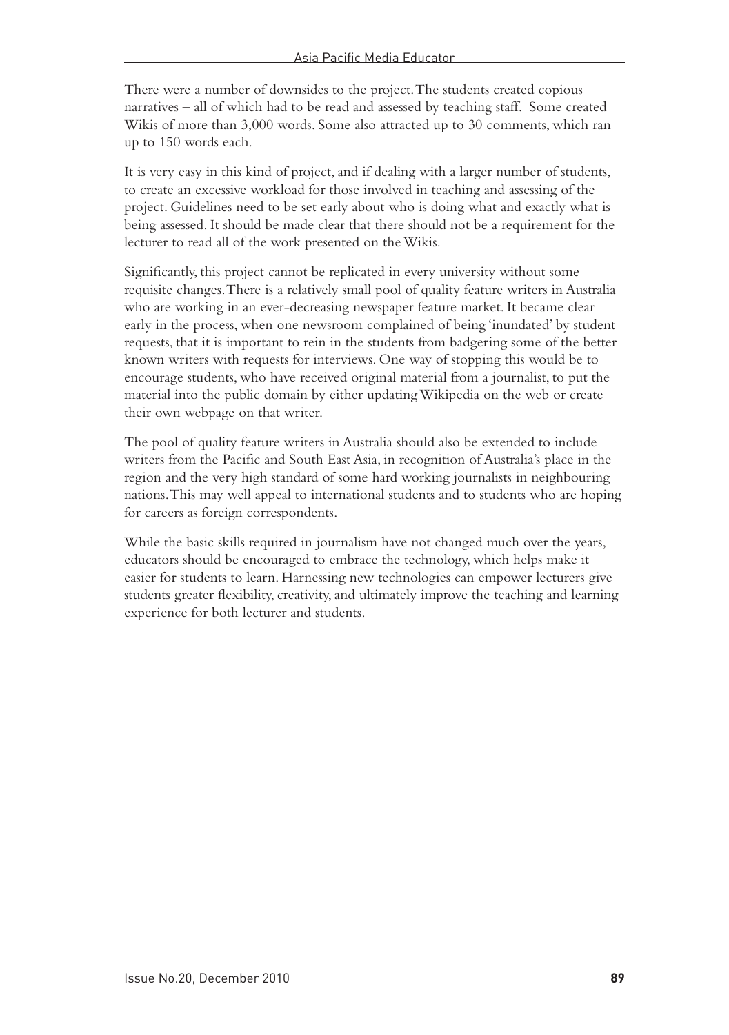There were a number of downsides to the project. The students created copious narratives – all of which had to be read and assessed by teaching staff. Some created Wikis of more than 3,000 words. Some also attracted up to 30 comments, which ran up to 150 words each.

It is very easy in this kind of project, and if dealing with a larger number of students, to create an excessive workload for those involved in teaching and assessing of the project. Guidelines need to be set early about who is doing what and exactly what is being assessed. It should be made clear that there should not be a requirement for the lecturer to read all of the work presented on the Wikis.

Significantly, this project cannot be replicated in every university without some requisite changes. There is a relatively small pool of quality feature writers in Australia who are working in an ever-decreasing newspaper feature market. It became clear early in the process, when one newsroom complained of being 'inundated' by student requests, that it is important to rein in the students from badgering some of the better known writers with requests for interviews. One way of stopping this would be to encourage students, who have received original material from a journalist, to put the material into the public domain by either updating Wikipedia on the web or create their own webpage on that writer.

The pool of quality feature writers in Australia should also be extended to include writers from the Pacific and South East Asia, in recognition of Australia's place in the region and the very high standard of some hard working journalists in neighbouring nations. This may well appeal to international students and to students who are hoping for careers as foreign correspondents.

While the basic skills required in journalism have not changed much over the years, educators should be encouraged to embrace the technology, which helps make it easier for students to learn. Harnessing new technologies can empower lecturers give students greater flexibility, creativity, and ultimately improve the teaching and learning experience for both lecturer and students.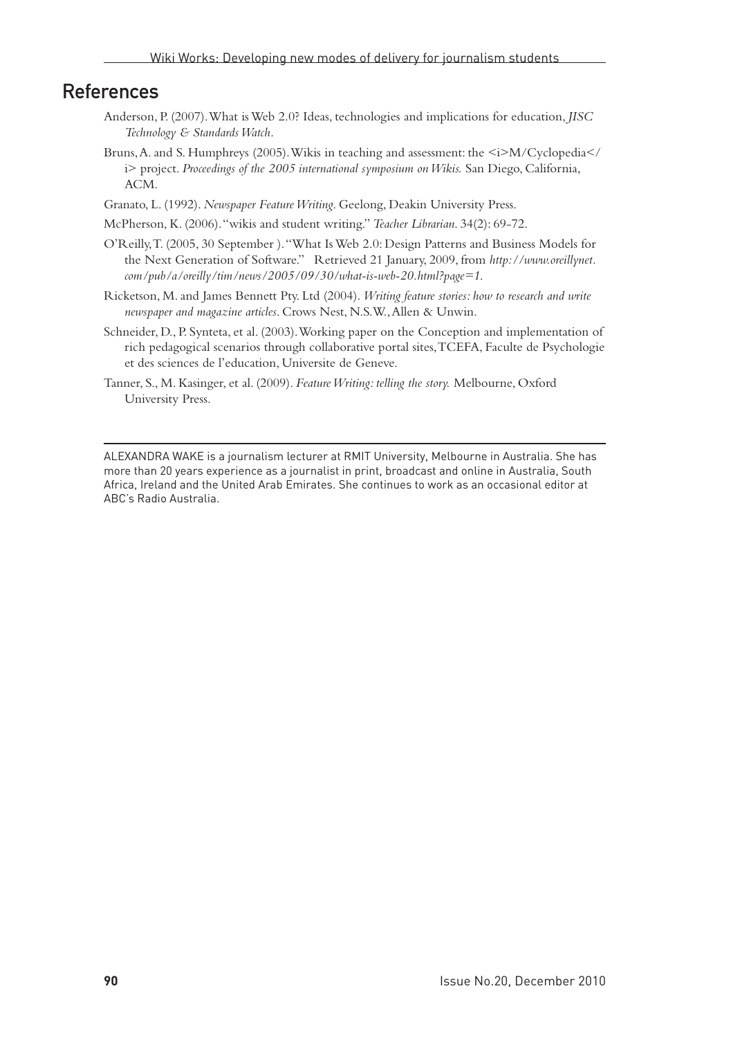## References

Anderson, P. (2007). What is Web 2.0? Ideas, technologies and implications for education, *JISC Technology & Standards Watch*.

Bruns, A. and S. Humphreys (2005). Wikis in teaching and assessment: the <i>M/Cyclopedia</i> project. *Proceedings of the 2005 international symposium on Wikis.* San Diego, California, ACM.

Granato, L. (1992). *Newspaper Feature Writing*. Geelong, Deakin University Press.

McPherson, K. (2006). "wikis and student writing." *Teacher Librarian*. 34(2): 69-72.

O'Reilly, T. (2005, 30 September ). "What Is Web 2.0: Design Patterns and Business Models for the Next Generation of Software." Retrieved 21 January, 2009, from *http://www.oreillynet.com/pub/a/oreilly/tim/news/2005/09/30/what-is-web-20.html?page=1.*

Ricketson, M. and James Bennett Pty. Ltd (2004). *Writing feature stories: how to research and write newspaper and magazine articles*. Crows Nest, N.S.W., Allen & Unwin.

Schneider, D., P. Synteta, et al. (2003). Working paper on the Conception and implementation of rich pedagogical scenarios through collaborative portal sites, TCEFA, Faculte de Psychologie et des sciences de l'education, Universite de Geneve.

Tanner, S., M. Kasinger, et al. (2009). *Feature Writing: telling the story.* Melbourne, Oxford University Press.

---

ALEXANDRA WAKE is a journalism lecturer at RMIT University, Melbourne in Australia. She has more than 20 years experience as a journalist in print, broadcast and online in Australia, South Africa, Ireland and the United Arab Emirates. She continues to work as an occasional editor at ABC's Radio Australia.